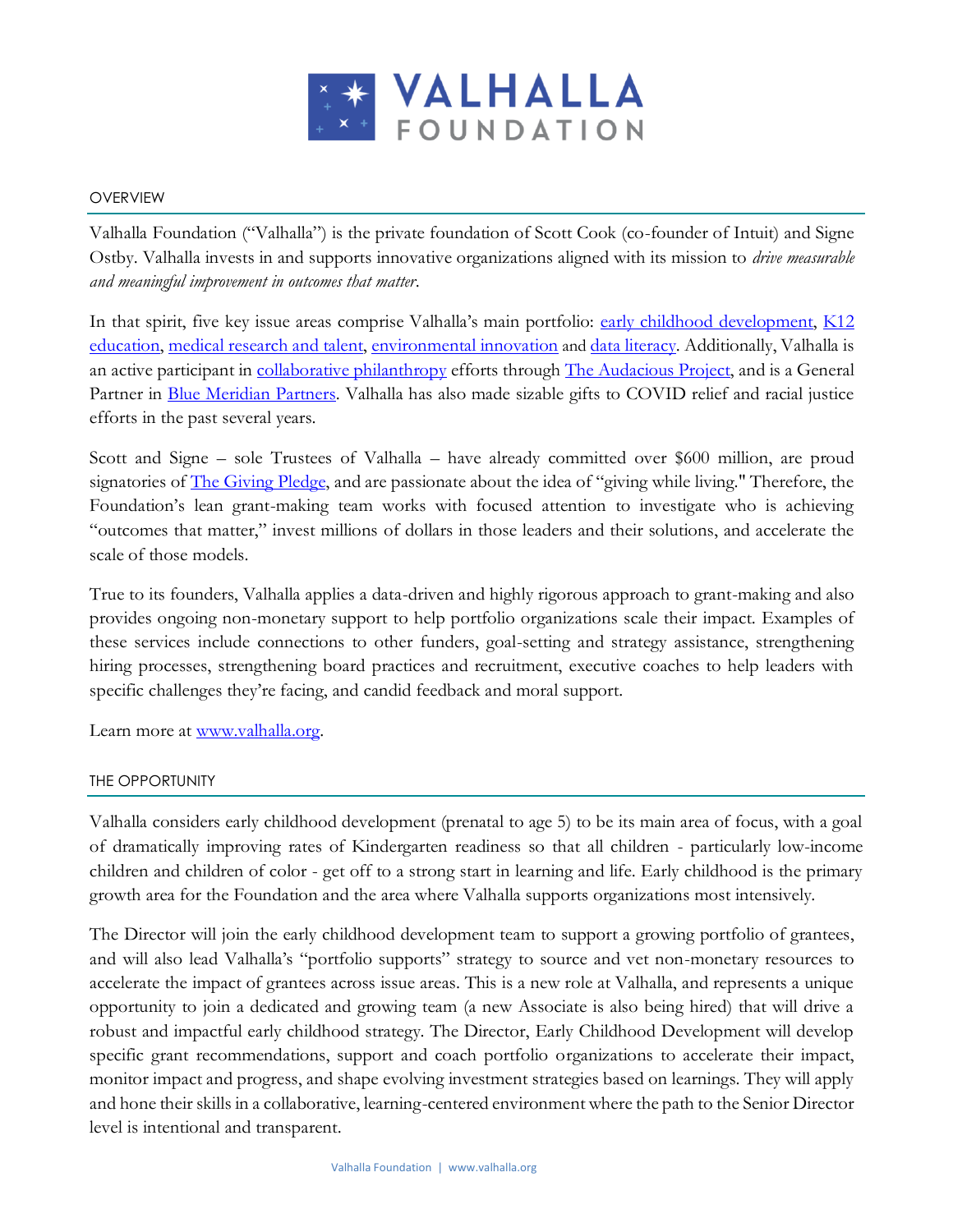# VALHALLA FOUNDATION

## OVERVIEW

Valhalla Foundation ("Valhalla") is the private foundation of Scott Cook (co-founder of Intuit) and Signe Ostby. Valhalla invests in and supports innovative organizations aligned with its mission to *drive measurable and meaningful improvement in outcomes that matter*.

In that spirit, five key issue areas comprise Valhalla's main portfolio: early childhood development, K12 education, medical research and talent, environmental innovation and data literacy. Additionally, Valhalla is an active participant in collaborative philanthropy efforts through The Audacious Project, and is a General Partner in Blue Meridian Partners. Valhalla has also made sizable gifts to COVID relief and racial justice efforts in the past several years.

Scott and Signe – sole Trustees of Valhalla – have already committed over $600 million, are proud signatories of The Giving Pledge, and are passionate about the idea of "giving while living." Therefore, the Foundation's lean grant-making team works with focused attention to investigate who is achieving "outcomes that matter," invest millions of dollars in those leaders and their solutions, and accelerate the scale of those models.

True to its founders, Valhalla applies a data-driven and highly rigorous approach to grant-making and also provides ongoing non-monetary support to help portfolio organizations scale their impact. Examples of these services include connections to other funders, goal-setting and strategy assistance, strengthening hiring processes, strengthening board practices and recruitment, executive coaches to help leaders with specific challenges they're facing, and candid feedback and moral support.

Learn more at www.valhalla.org.

## THE OPPORTUNITY

Valhalla considers early childhood development (prenatal to age 5) to be its main area of focus, with a goal of dramatically improving rates of Kindergarten readiness so that all children - particularly low-income children and children of color - get off to a strong start in learning and life. Early childhood is the primary growth area for the Foundation and the area where Valhalla supports organizations most intensively.

The Director will join the early childhood development team to support a growing portfolio of grantees, and will also lead Valhalla's "portfolio supports" strategy to source and vet non-monetary resources to accelerate the impact of grantees across issue areas. This is a new role at Valhalla, and represents a unique opportunity to join a dedicated and growing team (a new Associate is also being hired) that will drive a robust and impactful early childhood strategy. The Director, Early Childhood Development will develop specific grant recommendations, support and coach portfolio organizations to accelerate their impact, monitor impact and progress, and shape evolving investment strategies based on learnings. They will apply and hone their skills in a collaborative, learning-centered environment where the path to the Senior Director level is intentional and transparent.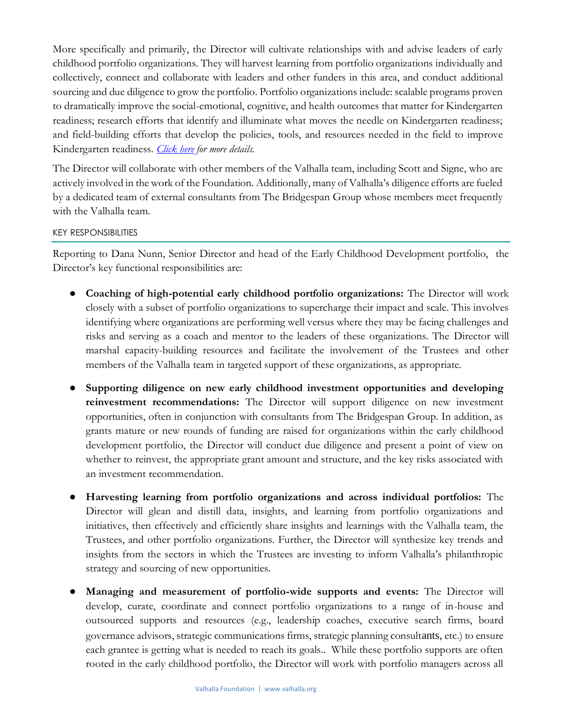More specifically and primarily, the Director will cultivate relationships with and advise leaders of early childhood portfolio organizations. They will harvest learning from portfolio organizations individually and collectively, connect and collaborate with leaders and other funders in this area, and conduct additional sourcing and due diligence to grow the portfolio. Portfolio organizations include: scalable programs proven to dramatically improve the social-emotional, cognitive, and health outcomes that matter for Kindergarten readiness; research efforts that identify and illuminate what moves the needle on Kindergarten readiness; and field-building efforts that develop the policies, tools, and resources needed in the field to improve Kindergarten readiness. *Click here for more details.*

The Director will collaborate with other members of the Valhalla team, including Scott and Signe, who are actively involved in the work of the Foundation. Additionally, many of Valhalla's diligence efforts are fueled by a dedicated team of external consultants from The Bridgespan Group whose members meet frequently with the Valhalla team.

## KEY RESPONSIBILITIES

Reporting to Dana Nunn, Senior Director and head of the Early Childhood Development portfolio, the Director's key functional responsibilities are:

- **Coaching of high-potential early childhood portfolio organizations:** The Director will work closely with a subset of portfolio organizations to supercharge their impact and scale. This involves identifying where organizations are performing well versus where they may be facing challenges and risks and serving as a coach and mentor to the leaders of these organizations. The Director will marshal capacity-building resources and facilitate the involvement of the Trustees and other members of the Valhalla team in targeted support of these organizations, as appropriate.

- **Supporting diligence on new early childhood investment opportunities and developing reinvestment recommendations:** The Director will support diligence on new investment opportunities, often in conjunction with consultants from The Bridgespan Group. In addition, as grants mature or new rounds of funding are raised for organizations within the early childhood development portfolio, the Director will conduct due diligence and present a point of view on whether to reinvest, the appropriate grant amount and structure, and the key risks associated with an investment recommendation.

- **Harvesting learning from portfolio organizations and across individual portfolios:** The Director will glean and distill data, insights, and learning from portfolio organizations and initiatives, then effectively and efficiently share insights and learnings with the Valhalla team, the Trustees, and other portfolio organizations. Further, the Director will synthesize key trends and insights from the sectors in which the Trustees are investing to inform Valhalla's philanthropic strategy and sourcing of new opportunities.

- **Managing and measurement of portfolio-wide supports and events:** The Director will develop, curate, coordinate and connect portfolio organizations to a range of in-house and outsourced supports and resources (e.g., leadership coaches, executive search firms, board governance advisors, strategic communications firms, strategic planning consultants, etc.) to ensure each grantee is getting what is needed to reach its goals.. While these portfolio supports are often rooted in the early childhood portfolio, the Director will work with portfolio managers across all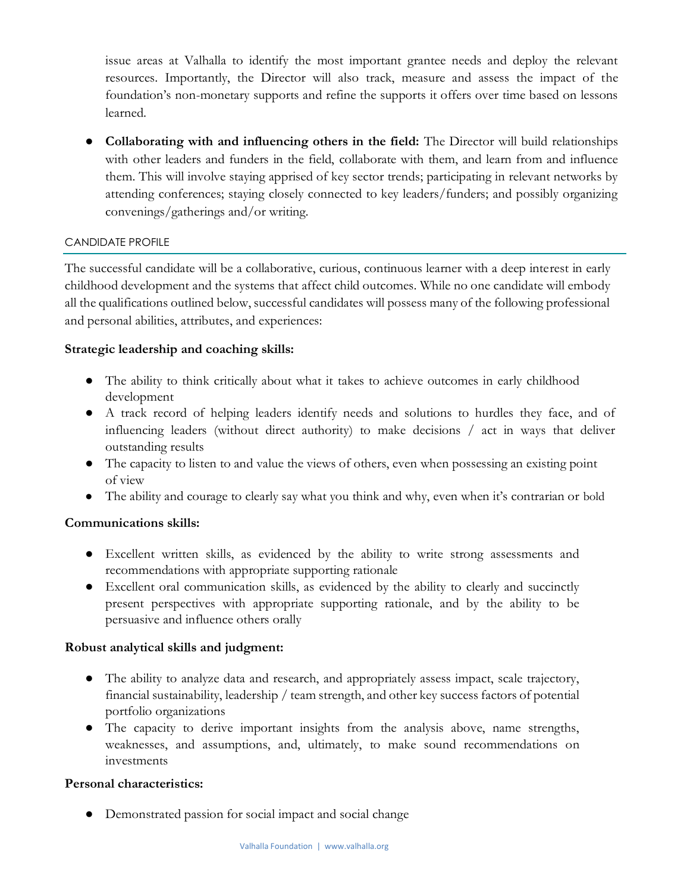issue areas at Valhalla to identify the most important grantee needs and deploy the relevant resources. Importantly, the Director will also track, measure and assess the impact of the foundation's non-monetary supports and refine the supports it offers over time based on lessons learned.

- **Collaborating with and influencing others in the field:** The Director will build relationships with other leaders and funders in the field, collaborate with them, and learn from and influence them. This will involve staying apprised of key sector trends; participating in relevant networks by attending conferences; staying closely connected to key leaders/funders; and possibly organizing convenings/gatherings and/or writing.

## CANDIDATE PROFILE

The successful candidate will be a collaborative, curious, continuous learner with a deep interest in early childhood development and the systems that affect child outcomes. While no one candidate will embody all the qualifications outlined below, successful candidates will possess many of the following professional and personal abilities, attributes, and experiences:

**Strategic leadership and coaching skills:**

- The ability to think critically about what it takes to achieve outcomes in early childhood development
- A track record of helping leaders identify needs and solutions to hurdles they face, and of influencing leaders (without direct authority) to make decisions / act in ways that deliver outstanding results
- The capacity to listen to and value the views of others, even when possessing an existing point of view
- The ability and courage to clearly say what you think and why, even when it's contrarian or bold

**Communications skills:**

- Excellent written skills, as evidenced by the ability to write strong assessments and recommendations with appropriate supporting rationale
- Excellent oral communication skills, as evidenced by the ability to clearly and succinctly present perspectives with appropriate supporting rationale, and by the ability to be persuasive and influence others orally

**Robust analytical skills and judgment:**

- The ability to analyze data and research, and appropriately assess impact, scale trajectory, financial sustainability, leadership / team strength, and other key success factors of potential portfolio organizations
- The capacity to derive important insights from the analysis above, name strengths, weaknesses, and assumptions, and, ultimately, to make sound recommendations on investments

**Personal characteristics:**

- Demonstrated passion for social impact and social change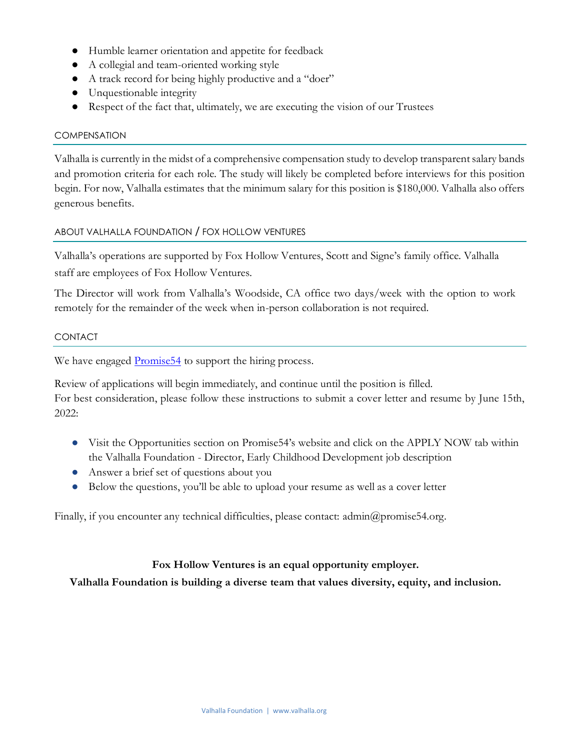- Humble learner orientation and appetite for feedback
- A collegial and team-oriented working style
- A track record for being highly productive and a "doer"
- Unquestionable integrity
- Respect of the fact that, ultimately, we are executing the vision of our Trustees

## COMPENSATION

Valhalla is currently in the midst of a comprehensive compensation study to develop transparent salary bands and promotion criteria for each role. The study will likely be completed before interviews for this position begin. For now, Valhalla estimates that the minimum salary for this position is $180,000. Valhalla also offers generous benefits.

## ABOUT VALHALLA FOUNDATION / FOX HOLLOW VENTURES

Valhalla's operations are supported by Fox Hollow Ventures, Scott and Signe's family office. Valhalla staff are employees of Fox Hollow Ventures.

The Director will work from Valhalla's Woodside, CA office two days/week with the option to work remotely for the remainder of the week when in-person collaboration is not required.

## CONTACT

We have engaged [Promise54](#) to support the hiring process.

Review of applications will begin immediately, and continue until the position is filled.
For best consideration, please follow these instructions to submit a cover letter and resume by June 15th, 2022:

- Visit the Opportunities section on Promise54's website and click on the APPLY NOW tab within the Valhalla Foundation - Director, Early Childhood Development job description
- Answer a brief set of questions about you
- Below the questions, you'll be able to upload your resume as well as a cover letter

Finally, if you encounter any technical difficulties, please contact: admin@promise54.org.

**Fox Hollow Ventures is an equal opportunity employer.**

**Valhalla Foundation is building a diverse team that values diversity, equity, and inclusion.**